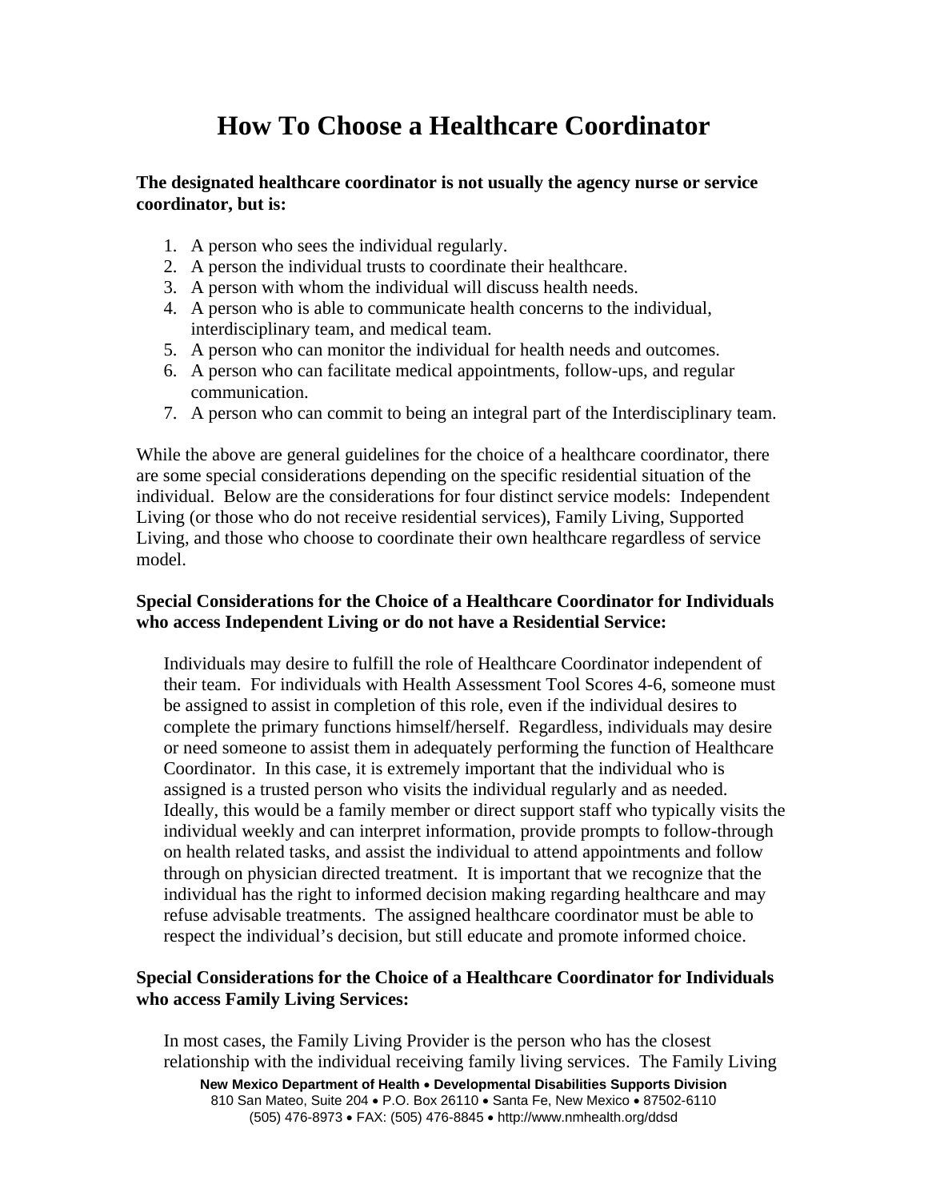# How To Choose a Healthcare Coordinator

**The designated healthcare coordinator is not usually the agency nurse or service coordinator, but is:**

1. A person who sees the individual regularly.
2. A person the individual trusts to coordinate their healthcare.
3. A person with whom the individual will discuss health needs.
4. A person who is able to communicate health concerns to the individual, interdisciplinary team, and medical team.
5. A person who can monitor the individual for health needs and outcomes.
6. A person who can facilitate medical appointments, follow-ups, and regular communication.
7. A person who can commit to being an integral part of the Interdisciplinary team.

While the above are general guidelines for the choice of a healthcare coordinator, there are some special considerations depending on the specific residential situation of the individual. Below are the considerations for four distinct service models: Independent Living (or those who do not receive residential services), Family Living, Supported Living, and those who choose to coordinate their own healthcare regardless of service model.

**Special Considerations for the Choice of a Healthcare Coordinator for Individuals who access Independent Living or do not have a Residential Service:**

Individuals may desire to fulfill the role of Healthcare Coordinator independent of their team. For individuals with Health Assessment Tool Scores 4-6, someone must be assigned to assist in completion of this role, even if the individual desires to complete the primary functions himself/herself. Regardless, individuals may desire or need someone to assist them in adequately performing the function of Healthcare Coordinator. In this case, it is extremely important that the individual who is assigned is a trusted person who visits the individual regularly and as needed. Ideally, this would be a family member or direct support staff who typically visits the individual weekly and can interpret information, provide prompts to follow-through on health related tasks, and assist the individual to attend appointments and follow through on physician directed treatment. It is important that we recognize that the individual has the right to informed decision making regarding healthcare and may refuse advisable treatments. The assigned healthcare coordinator must be able to respect the individual's decision, but still educate and promote informed choice.

**Special Considerations for the Choice of a Healthcare Coordinator for Individuals who access Family Living Services:**

In most cases, the Family Living Provider is the person who has the closest relationship with the individual receiving family living services. The Family Living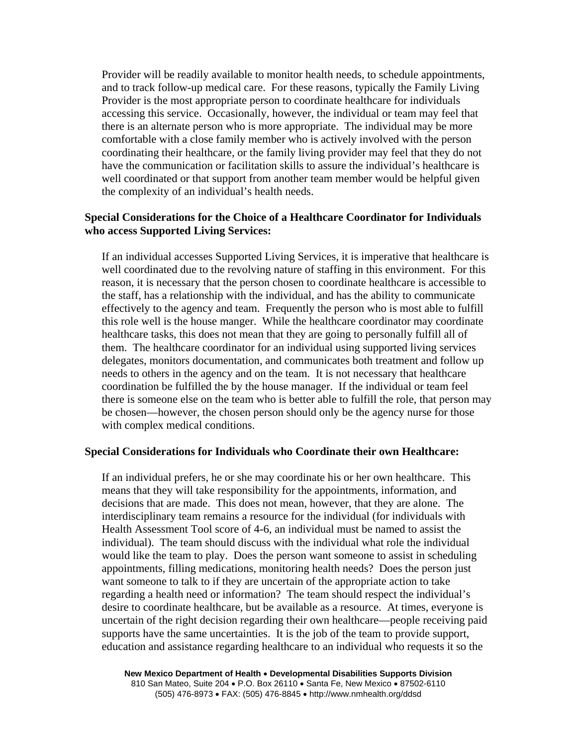Provider will be readily available to monitor health needs, to schedule appointments, and to track follow-up medical care. For these reasons, typically the Family Living Provider is the most appropriate person to coordinate healthcare for individuals accessing this service. Occasionally, however, the individual or team may feel that there is an alternate person who is more appropriate. The individual may be more comfortable with a close family member who is actively involved with the person coordinating their healthcare, or the family living provider may feel that they do not have the communication or facilitation skills to assure the individual's healthcare is well coordinated or that support from another team member would be helpful given the complexity of an individual's health needs.

**Special Considerations for the Choice of a Healthcare Coordinator for Individuals who access Supported Living Services:**

If an individual accesses Supported Living Services, it is imperative that healthcare is well coordinated due to the revolving nature of staffing in this environment. For this reason, it is necessary that the person chosen to coordinate healthcare is accessible to the staff, has a relationship with the individual, and has the ability to communicate effectively to the agency and team. Frequently the person who is most able to fulfill this role well is the house manger. While the healthcare coordinator may coordinate healthcare tasks, this does not mean that they are going to personally fulfill all of them. The healthcare coordinator for an individual using supported living services delegates, monitors documentation, and communicates both treatment and follow up needs to others in the agency and on the team. It is not necessary that healthcare coordination be fulfilled the by the house manager. If the individual or team feel there is someone else on the team who is better able to fulfill the role, that person may be chosen—however, the chosen person should only be the agency nurse for those with complex medical conditions.

**Special Considerations for Individuals who Coordinate their own Healthcare:**

If an individual prefers, he or she may coordinate his or her own healthcare. This means that they will take responsibility for the appointments, information, and decisions that are made. This does not mean, however, that they are alone. The interdisciplinary team remains a resource for the individual (for individuals with Health Assessment Tool score of 4-6, an individual must be named to assist the individual). The team should discuss with the individual what role the individual would like the team to play. Does the person want someone to assist in scheduling appointments, filling medications, monitoring health needs? Does the person just want someone to talk to if they are uncertain of the appropriate action to take regarding a health need or information? The team should respect the individual's desire to coordinate healthcare, but be available as a resource. At times, everyone is uncertain of the right decision regarding their own healthcare—people receiving paid supports have the same uncertainties. It is the job of the team to provide support, education and assistance regarding healthcare to an individual who requests it so the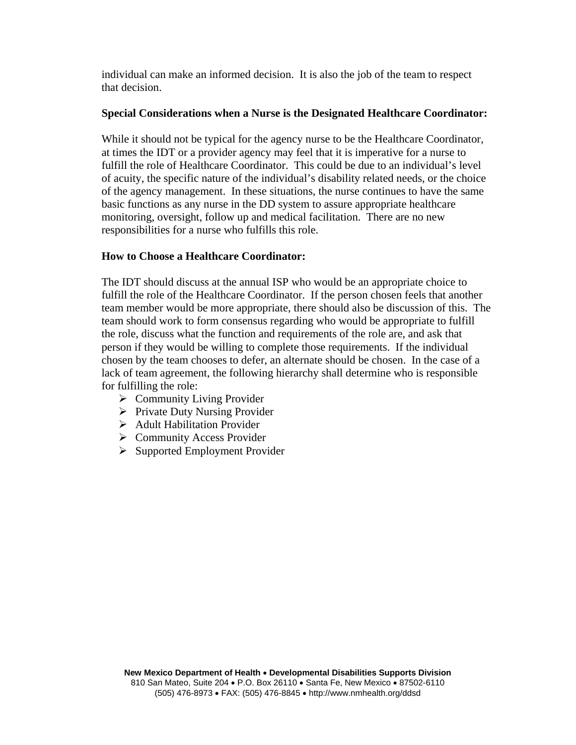individual can make an informed decision. It is also the job of the team to respect that decision.

**Special Considerations when a Nurse is the Designated Healthcare Coordinator:**

While it should not be typical for the agency nurse to be the Healthcare Coordinator, at times the IDT or a provider agency may feel that it is imperative for a nurse to fulfill the role of Healthcare Coordinator. This could be due to an individual's level of acuity, the specific nature of the individual's disability related needs, or the choice of the agency management. In these situations, the nurse continues to have the same basic functions as any nurse in the DD system to assure appropriate healthcare monitoring, oversight, follow up and medical facilitation. There are no new responsibilities for a nurse who fulfills this role.

**How to Choose a Healthcare Coordinator:**

The IDT should discuss at the annual ISP who would be an appropriate choice to fulfill the role of the Healthcare Coordinator. If the person chosen feels that another team member would be more appropriate, there should also be discussion of this. The team should work to form consensus regarding who would be appropriate to fulfill the role, discuss what the function and requirements of the role are, and ask that person if they would be willing to complete those requirements. If the individual chosen by the team chooses to defer, an alternate should be chosen. In the case of a lack of team agreement, the following hierarchy shall determine who is responsible for fulfilling the role:

- Community Living Provider
- Private Duty Nursing Provider
- Adult Habilitation Provider
- Community Access Provider
- Supported Employment Provider